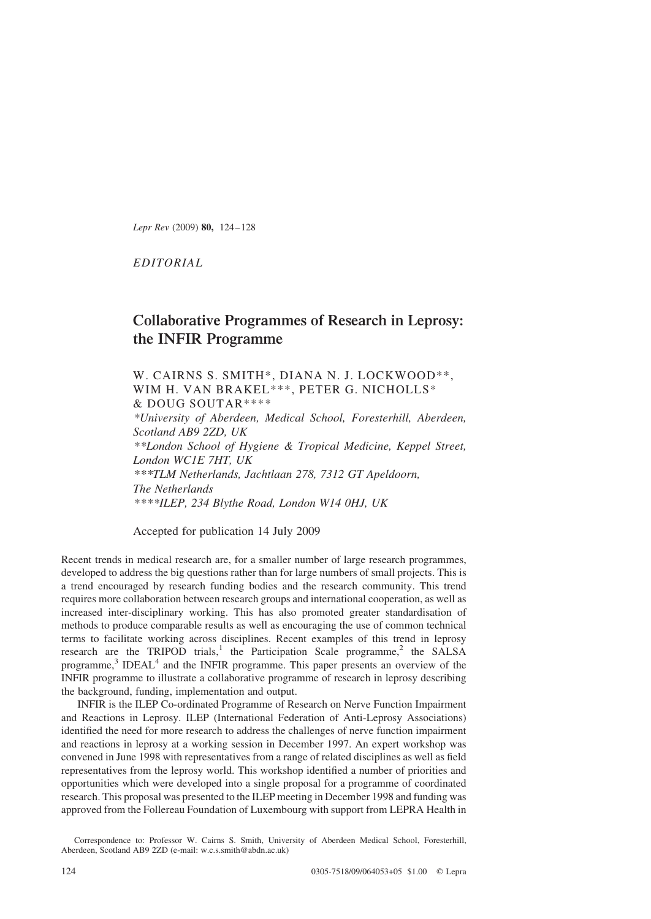*EDITORIAL*

# Collaborative Programmes of Research in Leprosy: the INFIR Programme

W. CAIRNS S. SMITH*, DIANA N. J. LOCKWOOD**, WIM H. VAN BRAKEL***, PETER G. NICHOLLS* & DOUG SOUTAR****

*\*University of Aberdeen, Medical School, Foresterhill, Aberdeen, Scotland AB9 2ZD, UK*
*\*\*London School of Hygiene & Tropical Medicine, Keppel Street, London WC1E 7HT, UK*
*\*\*\*TLM Netherlands, Jachtlaan 278, 7312 GT Apeldoorn, The Netherlands*
*\*\*\*\*ILEP, 234 Blythe Road, London W14 0HJ, UK*

Accepted for publication 14 July 2009

Recent trends in medical research are, for a smaller number of large research programmes, developed to address the big questions rather than for large numbers of small projects. This is a trend encouraged by research funding bodies and the research community. This trend requires more collaboration between research groups and international cooperation, as well as increased inter-disciplinary working. This has also promoted greater standardisation of methods to produce comparable results as well as encouraging the use of common technical terms to facilitate working across disciplines. Recent examples of this trend in leprosy research are the TRIPOD trials,[1] the Participation Scale programme,[2] the SALSA programme,[3] IDEAL[4] and the INFIR programme. This paper presents an overview of the INFIR programme to illustrate a collaborative programme of research in leprosy describing the background, funding, implementation and output.

INFIR is the ILEP Co-ordinated Programme of Research on Nerve Function Impairment and Reactions in Leprosy. ILEP (International Federation of Anti-Leprosy Associations) identified the need for more research to address the challenges of nerve function impairment and reactions in leprosy at a working session in December 1997. An expert workshop was convened in June 1998 with representatives from a range of related disciplines as well as field representatives from the leprosy world. This workshop identified a number of priorities and opportunities which were developed into a single proposal for a programme of coordinated research. This proposal was presented to the ILEP meeting in December 1998 and funding was approved from the Follereau Foundation of Luxembourg with support from LEPRA Health in

Correspondence to: Professor W. Cairns S. Smith, University of Aberdeen Medical School, Foresterhill, Aberdeen, Scotland AB9 2ZD (e-mail: w.c.s.smith@abdn.ac.uk)

0305-7518/09/064053+05 $1.00 © Lepra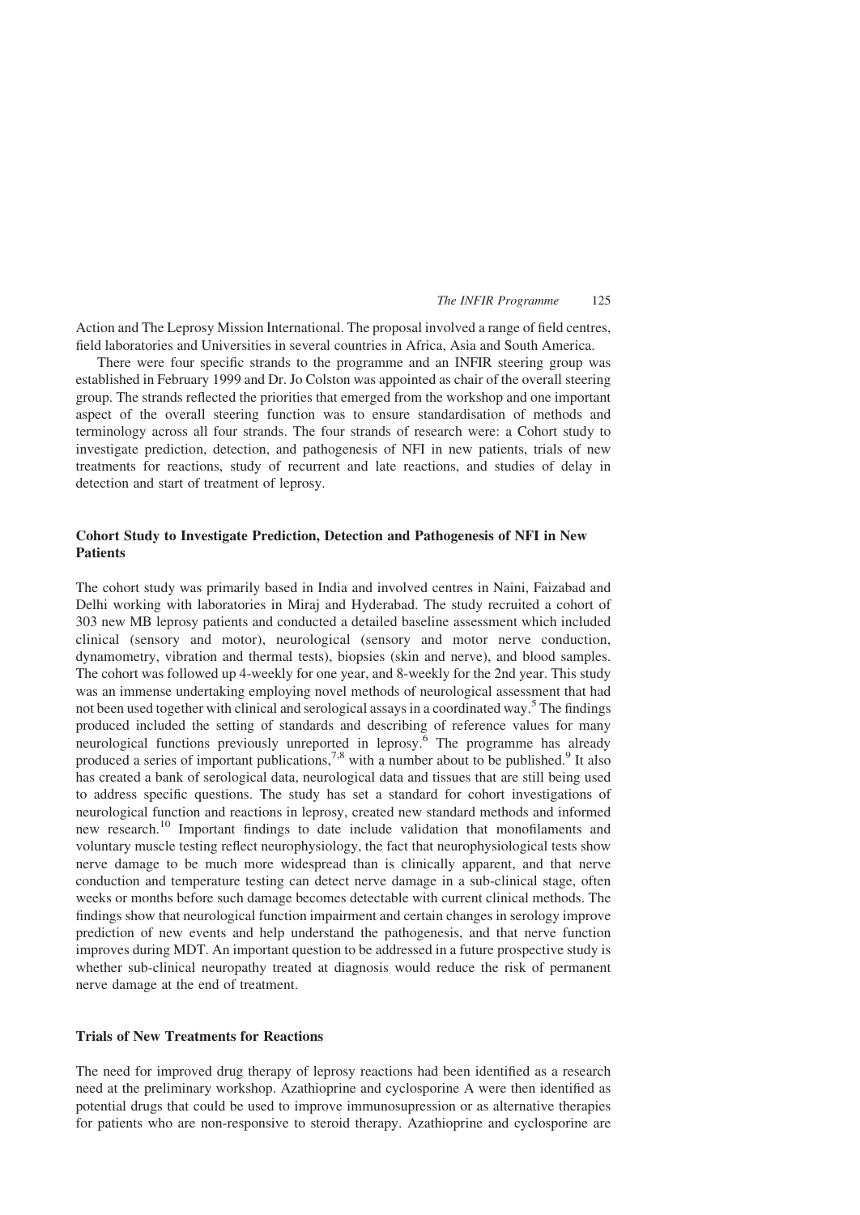Action and The Leprosy Mission International. The proposal involved a range of field centres, field laboratories and Universities in several countries in Africa, Asia and South America.

There were four specific strands to the programme and an INFIR steering group was established in February 1999 and Dr. Jo Colston was appointed as chair of the overall steering group. The strands reflected the priorities that emerged from the workshop and one important aspect of the overall steering function was to ensure standardisation of methods and terminology across all four strands. The four strands of research were: a Cohort study to investigate prediction, detection, and pathogenesis of NFI in new patients, trials of new treatments for reactions, study of recurrent and late reactions, and studies of delay in detection and start of treatment of leprosy.

### Cohort Study to Investigate Prediction, Detection and Pathogenesis of NFI in New Patients

The cohort study was primarily based in India and involved centres in Naini, Faizabad and Delhi working with laboratories in Miraj and Hyderabad. The study recruited a cohort of 303 new MB leprosy patients and conducted a detailed baseline assessment which included clinical (sensory and motor), neurological (sensory and motor nerve conduction, dynamometry, vibration and thermal tests), biopsies (skin and nerve), and blood samples. The cohort was followed up 4-weekly for one year, and 8-weekly for the 2nd year. This study was an immense undertaking employing novel methods of neurological assessment that had not been used together with clinical and serological assays in a coordinated way.[5] The findings produced included the setting of standards and describing of reference values for many neurological functions previously unreported in leprosy.[6] The programme has already produced a series of important publications,[7,8] with a number about to be published.[9] It also has created a bank of serological data, neurological data and tissues that are still being used to address specific questions. The study has set a standard for cohort investigations of neurological function and reactions in leprosy, created new standard methods and informed new research.[10] Important findings to date include validation that monofilaments and voluntary muscle testing reflect neurophysiology, the fact that neurophysiological tests show nerve damage to be much more widespread than is clinically apparent, and that nerve conduction and temperature testing can detect nerve damage in a sub-clinical stage, often weeks or months before such damage becomes detectable with current clinical methods. The findings show that neurological function impairment and certain changes in serology improve prediction of new events and help understand the pathogenesis, and that nerve function improves during MDT. An important question to be addressed in a future prospective study is whether sub-clinical neuropathy treated at diagnosis would reduce the risk of permanent nerve damage at the end of treatment.

### Trials of New Treatments for Reactions

The need for improved drug therapy of leprosy reactions had been identified as a research need at the preliminary workshop. Azathioprine and cyclosporine A were then identified as potential drugs that could be used to improve immunosupression or as alternative therapies for patients who are non-responsive to steroid therapy. Azathioprine and cyclosporine are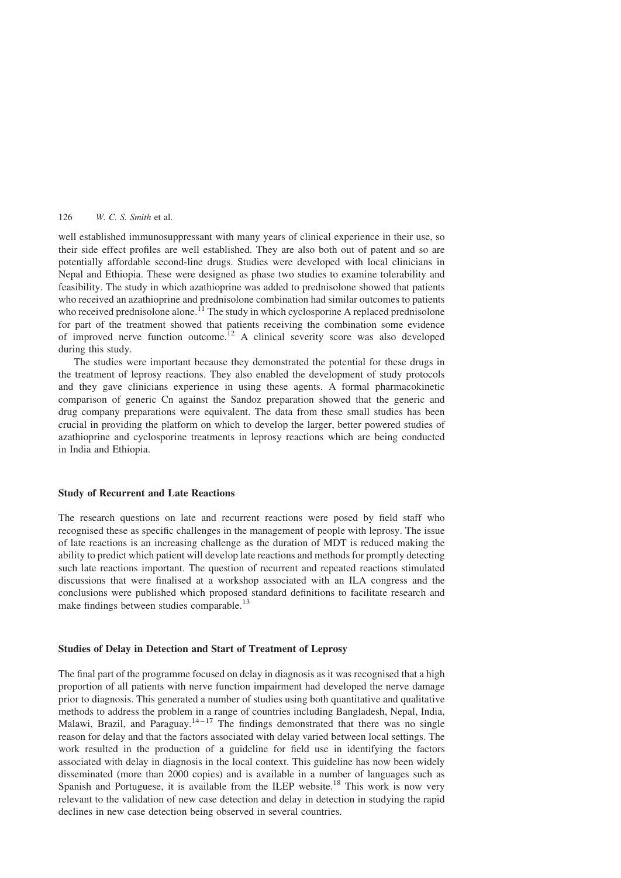well established immunosuppressant with many years of clinical experience in their use, so their side effect profiles are well established. They are also both out of patent and so are potentially affordable second-line drugs. Studies were developed with local clinicians in Nepal and Ethiopia. These were designed as phase two studies to examine tolerability and feasibility. The study in which azathioprine was added to prednisolone showed that patients who received an azathioprine and prednisolone combination had similar outcomes to patients who received prednisolone alone.[11] The study in which cyclosporine A replaced prednisolone for part of the treatment showed that patients receiving the combination some evidence of improved nerve function outcome.[12] A clinical severity score was also developed during this study.

The studies were important because they demonstrated the potential for these drugs in the treatment of leprosy reactions. They also enabled the development of study protocols and they gave clinicians experience in using these agents. A formal pharmacokinetic comparison of generic Cn against the Sandoz preparation showed that the generic and drug company preparations were equivalent. The data from these small studies has been crucial in providing the platform on which to develop the larger, better powered studies of azathioprine and cyclosporine treatments in leprosy reactions which are being conducted in India and Ethiopia.

## Study of Recurrent and Late Reactions

The research questions on late and recurrent reactions were posed by field staff who recognised these as specific challenges in the management of people with leprosy. The issue of late reactions is an increasing challenge as the duration of MDT is reduced making the ability to predict which patient will develop late reactions and methods for promptly detecting such late reactions important. The question of recurrent and repeated reactions stimulated discussions that were finalised at a workshop associated with an ILA congress and the conclusions were published which proposed standard definitions to facilitate research and make findings between studies comparable.[13]

## Studies of Delay in Detection and Start of Treatment of Leprosy

The final part of the programme focused on delay in diagnosis as it was recognised that a high proportion of all patients with nerve function impairment had developed the nerve damage prior to diagnosis. This generated a number of studies using both quantitative and qualitative methods to address the problem in a range of countries including Bangladesh, Nepal, India, Malawi, Brazil, and Paraguay.[14–17] The findings demonstrated that there was no single reason for delay and that the factors associated with delay varied between local settings. The work resulted in the production of a guideline for field use in identifying the factors associated with delay in diagnosis in the local context. This guideline has now been widely disseminated (more than 2000 copies) and is available in a number of languages such as Spanish and Portuguese, it is available from the ILEP website.[18] This work is now very relevant to the validation of new case detection and delay in detection in studying the rapid declines in new case detection being observed in several countries.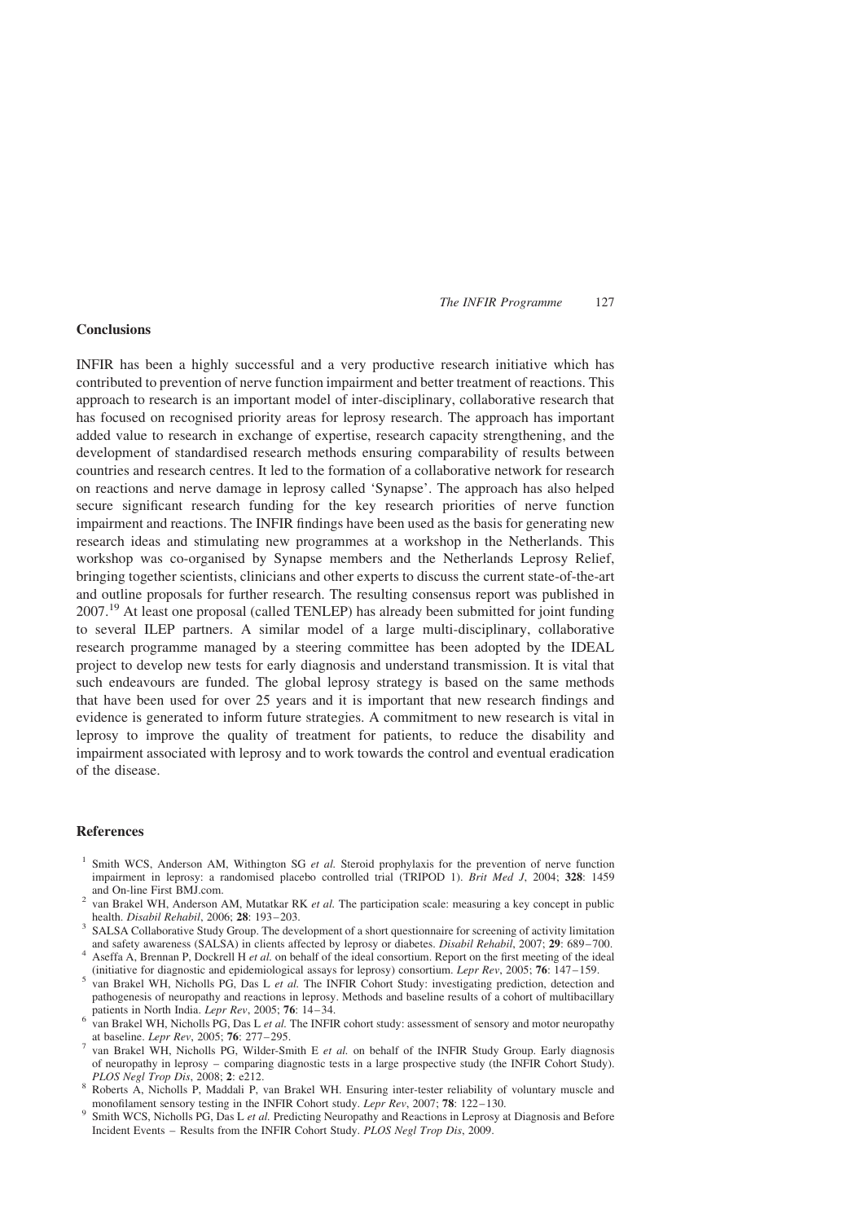## Conclusions

INFIR has been a highly successful and a very productive research initiative which has contributed to prevention of nerve function impairment and better treatment of reactions. This approach to research is an important model of inter-disciplinary, collaborative research that has focused on recognised priority areas for leprosy research. The approach has important added value to research in exchange of expertise, research capacity strengthening, and the development of standardised research methods ensuring comparability of results between countries and research centres. It led to the formation of a collaborative network for research on reactions and nerve damage in leprosy called 'Synapse'. The approach has also helped secure significant research funding for the key research priorities of nerve function impairment and reactions. The INFIR findings have been used as the basis for generating new research ideas and stimulating new programmes at a workshop in the Netherlands. This workshop was co-organised by Synapse members and the Netherlands Leprosy Relief, bringing together scientists, clinicians and other experts to discuss the current state-of-the-art and outline proposals for further research. The resulting consensus report was published in 2007.[19] At least one proposal (called TENLEP) has already been submitted for joint funding to several ILEP partners. A similar model of a large multi-disciplinary, collaborative research programme managed by a steering committee has been adopted by the IDEAL project to develop new tests for early diagnosis and understand transmission. It is vital that such endeavours are funded. The global leprosy strategy is based on the same methods that have been used for over 25 years and it is important that new research findings and evidence is generated to inform future strategies. A commitment to new research is vital in leprosy to improve the quality of treatment for patients, to reduce the disability and impairment associated with leprosy and to work towards the control and eventual eradication of the disease.

## References

1. Smith WCS, Anderson AM, Withington SG *et al.* Steroid prophylaxis for the prevention of nerve function impairment in leprosy: a randomised placebo controlled trial (TRIPOD 1). *Brit Med J*, 2004; **328**: 1459 and On-line First BMJ.com.
2. van Brakel WH, Anderson AM, Mutatkar RK *et al.* The participation scale: measuring a key concept in public health. *Disabil Rehabil*, 2006; **28**: 193–203.
3. SALSA Collaborative Study Group. The development of a short questionnaire for screening of activity limitation and safety awareness (SALSA) in clients affected by leprosy or diabetes. *Disabil Rehabil*, 2007; **29**: 689–700.
4. Aseffa A, Brennan P, Dockrell H *et al.* on behalf of the ideal consortium. Report on the first meeting of the ideal (initiative for diagnostic and epidemiological assays for leprosy) consortium. *Lepr Rev*, 2005; **76**: 147–159.
5. van Brakel WH, Nicholls PG, Das L *et al.* The INFIR Cohort Study: investigating prediction, detection and pathogenesis of neuropathy and reactions in leprosy. Methods and baseline results of a cohort of multibacillary patients in North India. *Lepr Rev*, 2005; **76**: 14–34.
6. van Brakel WH, Nicholls PG, Das L *et al.* The INFIR cohort study: assessment of sensory and motor neuropathy at baseline. *Lepr Rev*, 2005; **76**: 277–295.
7. van Brakel WH, Nicholls PG, Wilder-Smith E *et al.* on behalf of the INFIR Study Group. Early diagnosis of neuropathy in leprosy – comparing diagnostic tests in a large prospective study (the INFIR Cohort Study). *PLOS Negl Trop Dis*, 2008; **2**: e212.
8. Roberts A, Nicholls P, Maddali P, van Brakel WH. Ensuring inter-tester reliability of voluntary muscle and monofilament sensory testing in the INFIR Cohort study. *Lepr Rev*, 2007; **78**: 122–130.
9. Smith WCS, Nicholls PG, Das L *et al.* Predicting Neuropathy and Reactions in Leprosy at Diagnosis and Before Incident Events – Results from the INFIR Cohort Study. *PLOS Negl Trop Dis*, 2009.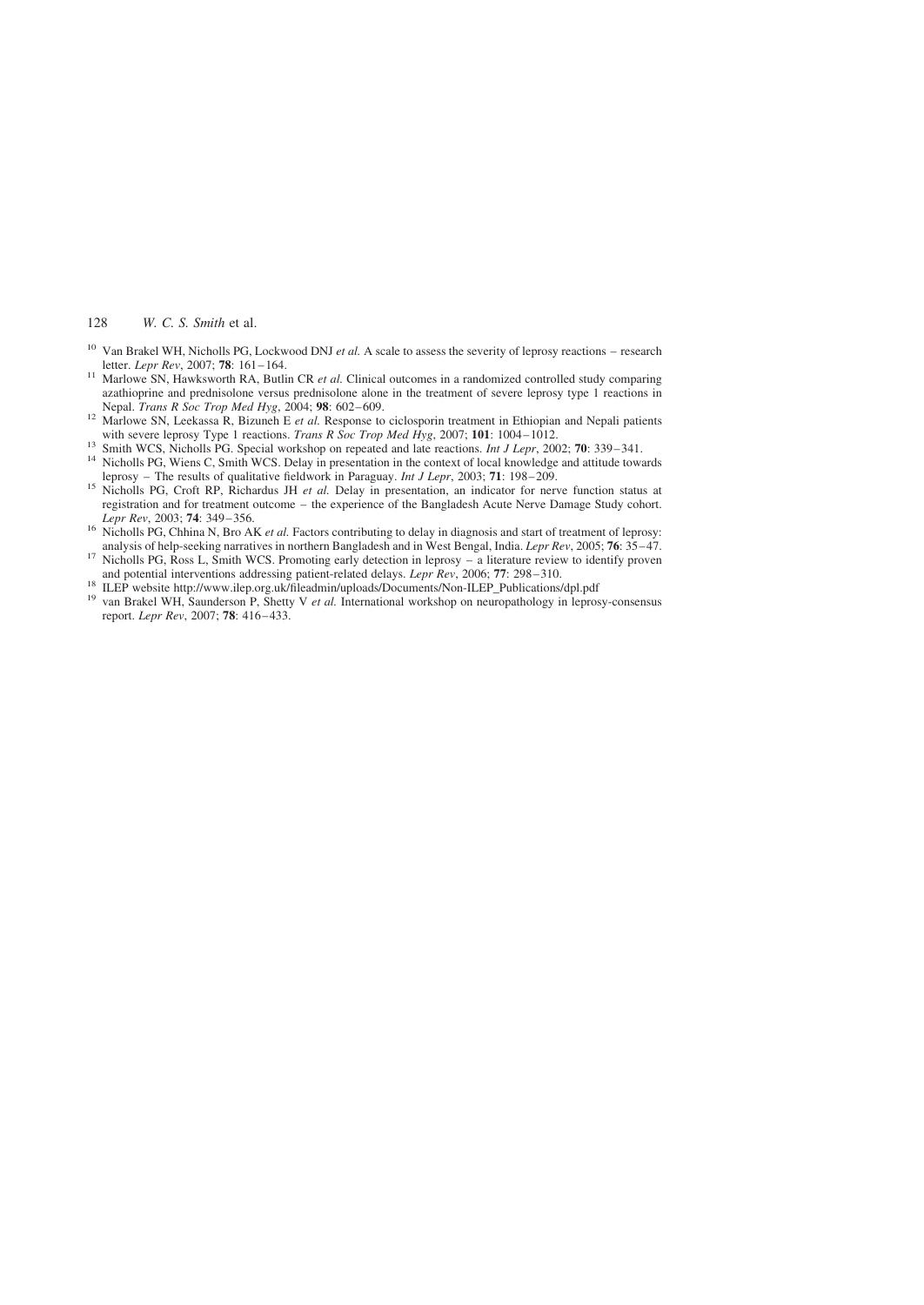[10] Van Brakel WH, Nicholls PG, Lockwood DNJ *et al.* A scale to assess the severity of leprosy reactions – research letter. *Lepr Rev*, 2007; **78**: 161–164.

[11] Marlowe SN, Hawksworth RA, Butlin CR *et al.* Clinical outcomes in a randomized controlled study comparing azathioprine and prednisolone versus prednisolone alone in the treatment of severe leprosy type 1 reactions in Nepal. *Trans R Soc Trop Med Hyg*, 2004; **98**: 602–609.

[12] Marlowe SN, Leekassa R, Bizuneh E *et al.* Response to ciclosporin treatment in Ethiopian and Nepali patients with severe leprosy Type 1 reactions. *Trans R Soc Trop Med Hyg*, 2007; **101**: 1004–1012.

[13] Smith WCS, Nicholls PG. Special workshop on repeated and late reactions. *Int J Lepr*, 2002; **70**: 339–341.

[14] Nicholls PG, Wiens C, Smith WCS. Delay in presentation in the context of local knowledge and attitude towards leprosy – The results of qualitative fieldwork in Paraguay. *Int J Lepr*, 2003; **71**: 198–209.

[15] Nicholls PG, Croft RP, Richardus JH *et al.* Delay in presentation, an indicator for nerve function status at registration and for treatment outcome – the experience of the Bangladesh Acute Nerve Damage Study cohort. *Lepr Rev*, 2003; **74**: 349–356.

[16] Nicholls PG, Chhina N, Bro AK *et al.* Factors contributing to delay in diagnosis and start of treatment of leprosy: analysis of help-seeking narratives in northern Bangladesh and in West Bengal, India. *Lepr Rev*, 2005; **76**: 35–47.

[17] Nicholls PG, Ross L, Smith WCS. Promoting early detection in leprosy – a literature review to identify proven and potential interventions addressing patient-related delays. *Lepr Rev*, 2006; **77**: 298–310.

[18] ILEP website http://www.ilep.org.uk/fileadmin/uploads/Documents/Non-ILEP_Publications/dpl.pdf

[19] van Brakel WH, Saunderson P, Shetty V *et al.* International workshop on neuropathology in leprosy-consensus report. *Lepr Rev*, 2007; **78**: 416–433.